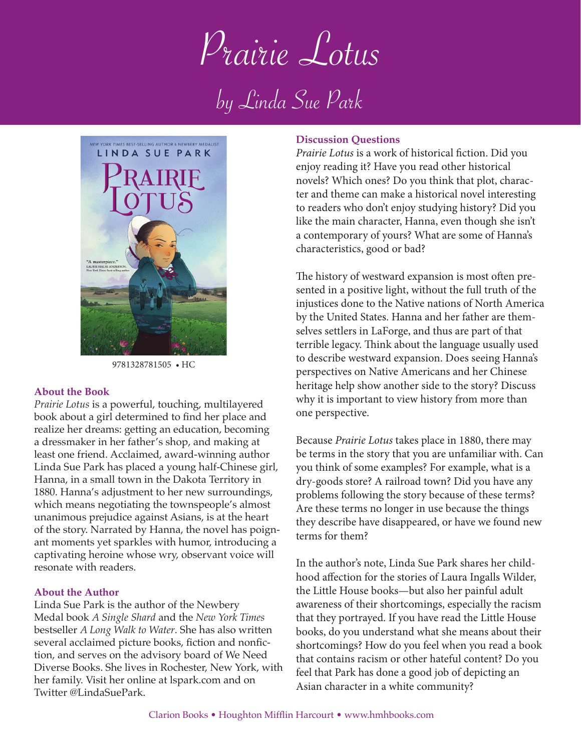# Prairie Lotus

## by Linda Sue Park

9781328781505 • HC

### About the Book

*Prairie Lotus* is a powerful, touching, multilayered book about a girl determined to find her place and realize her dreams: getting an education, becoming a dressmaker in her father's shop, and making at least one friend. Acclaimed, award-winning author Linda Sue Park has placed a young half-Chinese girl, Hanna, in a small town in the Dakota Territory in 1880. Hanna's adjustment to her new surroundings, which means negotiating the townspeople's almost unanimous prejudice against Asians, is at the heart of the story. Narrated by Hanna, the novel has poignant moments yet sparkles with humor, introducing a captivating heroine whose wry, observant voice will resonate with readers.

### About the Author

Linda Sue Park is the author of the Newbery Medal book *A Single Shard* and the *New York Times* bestseller *A Long Walk to Water*. She has also written several acclaimed picture books, fiction and nonfiction, and serves on the advisory board of We Need Diverse Books. She lives in Rochester, New York, with her family. Visit her online at lspark.com and on Twitter @LindaSuePark.

### Discussion Questions

*Prairie Lotus* is a work of historical fiction. Did you enjoy reading it? Have you read other historical novels? Which ones? Do you think that plot, character and theme can make a historical novel interesting to readers who don't enjoy studying history? Did you like the main character, Hanna, even though she isn't a contemporary of yours? What are some of Hanna's characteristics, good or bad?

The history of westward expansion is most often presented in a positive light, without the full truth of the injustices done to the Native nations of North America by the United States. Hanna and her father are themselves settlers in LaForge, and thus are part of that terrible legacy. Think about the language usually used to describe westward expansion. Does seeing Hanna's perspectives on Native Americans and her Chinese heritage help show another side to the story? Discuss why it is important to view history from more than one perspective.

Because *Prairie Lotus* takes place in 1880, there may be terms in the story that you are unfamiliar with. Can you think of some examples? For example, what is a dry-goods store? A railroad town? Did you have any problems following the story because of these terms? Are these terms no longer in use because the things they describe have disappeared, or have we found new terms for them?

In the author's note, Linda Sue Park shares her childhood affection for the stories of Laura Ingalls Wilder, the Little House books—but also her painful adult awareness of their shortcomings, especially the racism that they portrayed. If you have read the Little House books, do you understand what she means about their shortcomings? How do you feel when you read a book that contains racism or other hateful content? Do you feel that Park has done a good job of depicting an Asian character in a white community?

Clarion Books • Houghton Mifflin Harcourt • www.hmhbooks.com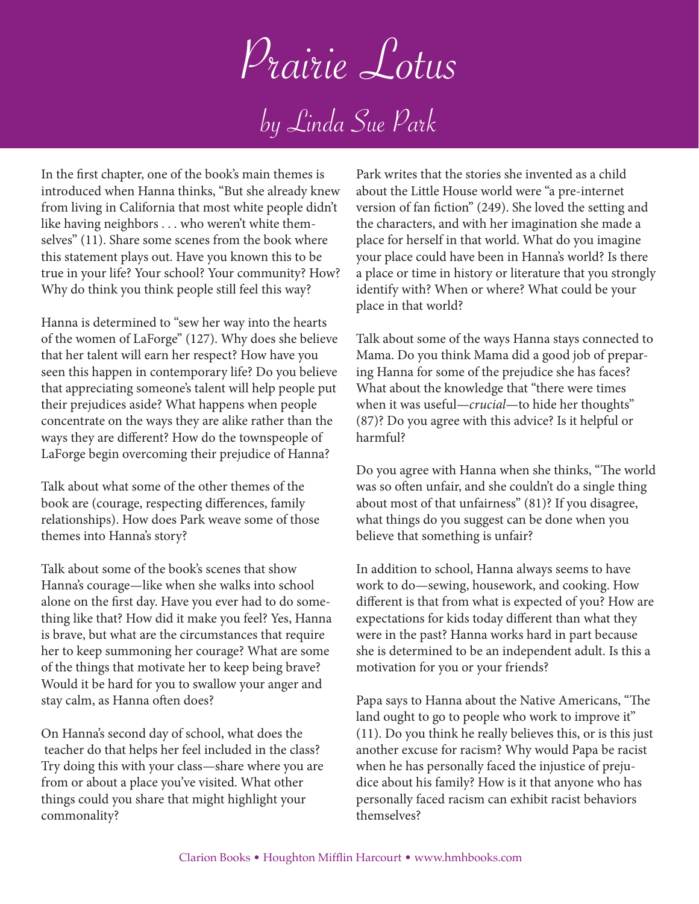# Prairie Lotus

## by Linda Sue Park

In the first chapter, one of the book's main themes is introduced when Hanna thinks, "But she already knew from living in California that most white people didn't like having neighbors . . . who weren't white themselves" (11). Share some scenes from the book where this statement plays out. Have you known this to be true in your life? Your school? Your community? How? Why do think you think people still feel this way?

Hanna is determined to "sew her way into the hearts of the women of LaForge" (127). Why does she believe that her talent will earn her respect? How have you seen this happen in contemporary life? Do you believe that appreciating someone's talent will help people put their prejudices aside? What happens when people concentrate on the ways they are alike rather than the ways they are different? How do the townspeople of LaForge begin overcoming their prejudice of Hanna?

Talk about what some of the other themes of the book are (courage, respecting differences, family relationships). How does Park weave some of those themes into Hanna's story?

Talk about some of the book's scenes that show Hanna's courage—like when she walks into school alone on the first day. Have you ever had to do something like that? How did it make you feel? Yes, Hanna is brave, but what are the circumstances that require her to keep summoning her courage? What are some of the things that motivate her to keep being brave? Would it be hard for you to swallow your anger and stay calm, as Hanna often does?

On Hanna's second day of school, what does the teacher do that helps her feel included in the class? Try doing this with your class—share where you are from or about a place you've visited. What other things could you share that might highlight your commonality?

Park writes that the stories she invented as a child about the Little House world were "a pre-internet version of fan fiction" (249). She loved the setting and the characters, and with her imagination she made a place for herself in that world. What do you imagine your place could have been in Hanna's world? Is there a place or time in history or literature that you strongly identify with? When or where? What could be your place in that world?

Talk about some of the ways Hanna stays connected to Mama. Do you think Mama did a good job of preparing Hanna for some of the prejudice she has faces? What about the knowledge that "there were times when it was useful—*crucial*—to hide her thoughts" (87)? Do you agree with this advice? Is it helpful or harmful?

Do you agree with Hanna when she thinks, "The world was so often unfair, and she couldn't do a single thing about most of that unfairness" (81)? If you disagree, what things do you suggest can be done when you believe that something is unfair?

In addition to school, Hanna always seems to have work to do—sewing, housework, and cooking. How different is that from what is expected of you? How are expectations for kids today different than what they were in the past? Hanna works hard in part because she is determined to be an independent adult. Is this a motivation for you or your friends?

Papa says to Hanna about the Native Americans, "The land ought to go to people who work to improve it" (11). Do you think he really believes this, or is this just another excuse for racism? Why would Papa be racist when he has personally faced the injustice of prejudice about his family? How is it that anyone who has personally faced racism can exhibit racist behaviors themselves?

Clarion Books • Houghton Mifflin Harcourt • www.hmhbooks.com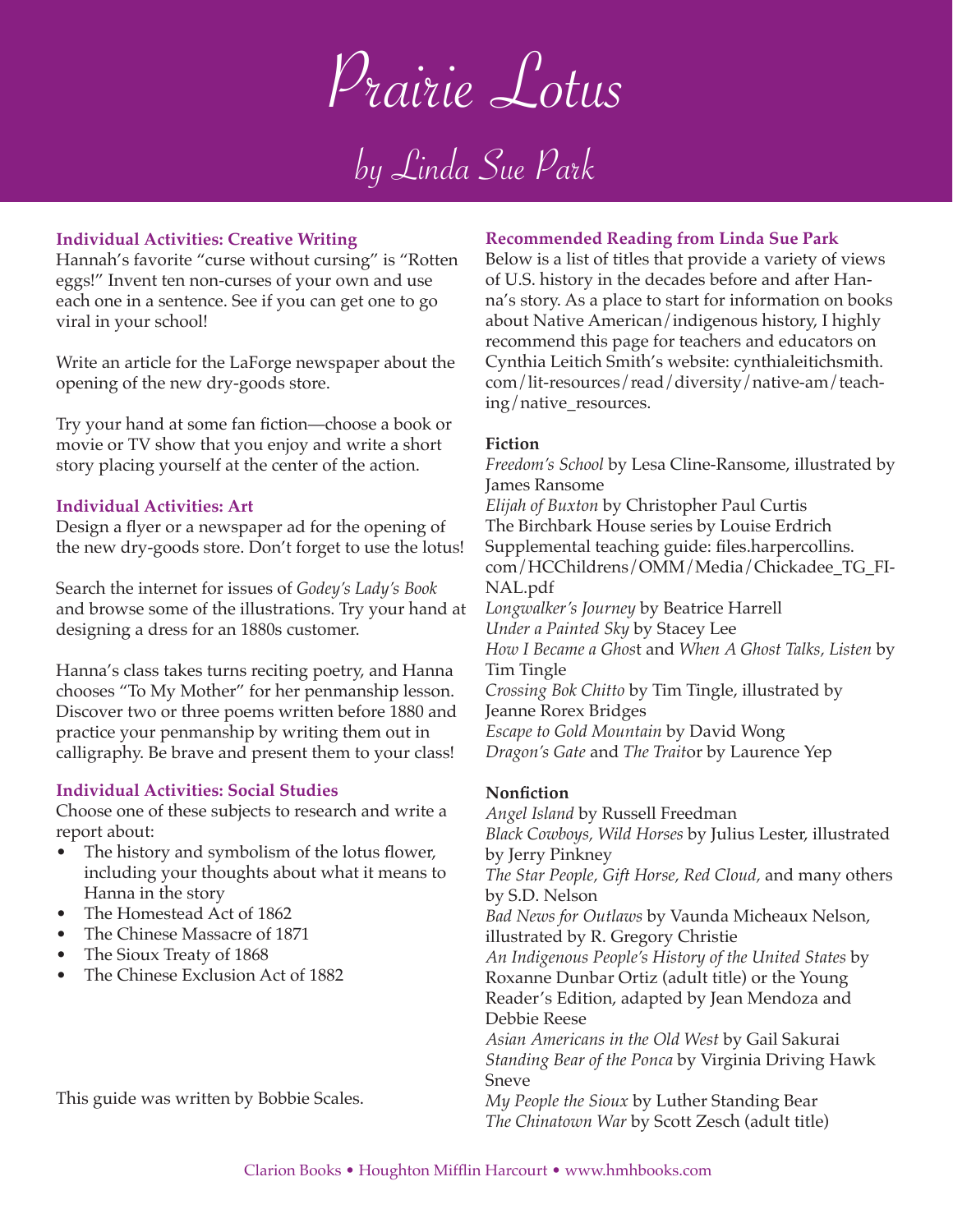# Prairie Lotus

## by Linda Sue Park

### Individual Activities: Creative Writing

Hannah's favorite "curse without cursing" is "Rotten eggs!" Invent ten non-curses of your own and use each one in a sentence. See if you can get one to go viral in your school!

Write an article for the LaForge newspaper about the opening of the new dry-goods store.

Try your hand at some fan fiction—choose a book or movie or TV show that you enjoy and write a short story placing yourself at the center of the action.

### Individual Activities: Art

Design a flyer or a newspaper ad for the opening of the new dry-goods store. Don't forget to use the lotus!

Search the internet for issues of *Godey's Lady's Book* and browse some of the illustrations. Try your hand at designing a dress for an 1880s customer.

Hanna's class takes turns reciting poetry, and Hanna chooses "To My Mother" for her penmanship lesson. Discover two or three poems written before 1880 and practice your penmanship by writing them out in calligraphy. Be brave and present them to your class!

### Individual Activities: Social Studies

Choose one of these subjects to research and write a report about:

- The history and symbolism of the lotus flower, including your thoughts about what it means to Hanna in the story
- The Homestead Act of 1862
- The Chinese Massacre of 1871
- The Sioux Treaty of 1868
- The Chinese Exclusion Act of 1882

This guide was written by Bobbie Scales.

### Recommended Reading from Linda Sue Park

Below is a list of titles that provide a variety of views of U.S. history in the decades before and after Hanna's story. As a place to start for information on books about Native American/indigenous history, I highly recommend this page for teachers and educators on Cynthia Leitich Smith's website: cynthialeitichsmith.com/lit-resources/read/diversity/native-am/teaching/native_resources.

**Fiction**

*Freedom's School* by Lesa Cline-Ransome, illustrated by James Ransome  
*Elijah of Buxton* by Christopher Paul Curtis  
The Birchbark House series by Louise Erdrich  
Supplemental teaching guide: files.harpercollins.com/HCChildrens/OMM/Media/Chickadee_TG_FINAL.pdf  
*Longwalker's Journey* by Beatrice Harrell  
*Under a Painted Sky* by Stacey Lee  
*How I Became a Ghost* and *When A Ghost Talks, Listen* by Tim Tingle  
*Crossing Bok Chitto* by Tim Tingle, illustrated by Jeanne Rorex Bridges  
*Escape to Gold Mountain* by David Wong  
*Dragon's Gate* and *The Traitor* by Laurence Yep

**Nonfiction**

*Angel Island* by Russell Freedman  
*Black Cowboys, Wild Horses* by Julius Lester, illustrated by Jerry Pinkney  
*The Star People, Gift Horse, Red Cloud,* and many others by S.D. Nelson  
*Bad News for Outlaws* by Vaunda Micheaux Nelson, illustrated by R. Gregory Christie  
*An Indigenous People's History of the United States* by Roxanne Dunbar Ortiz (adult title) or the Young Reader's Edition, adapted by Jean Mendoza and Debbie Reese  
*Asian Americans in the Old West* by Gail Sakurai  
*Standing Bear of the Ponca* by Virginia Driving Hawk Sneve  
*My People the Sioux* by Luther Standing Bear  
*The Chinatown War* by Scott Zesch (adult title)

Clarion Books • Houghton Mifflin Harcourt • www.hmhbooks.com